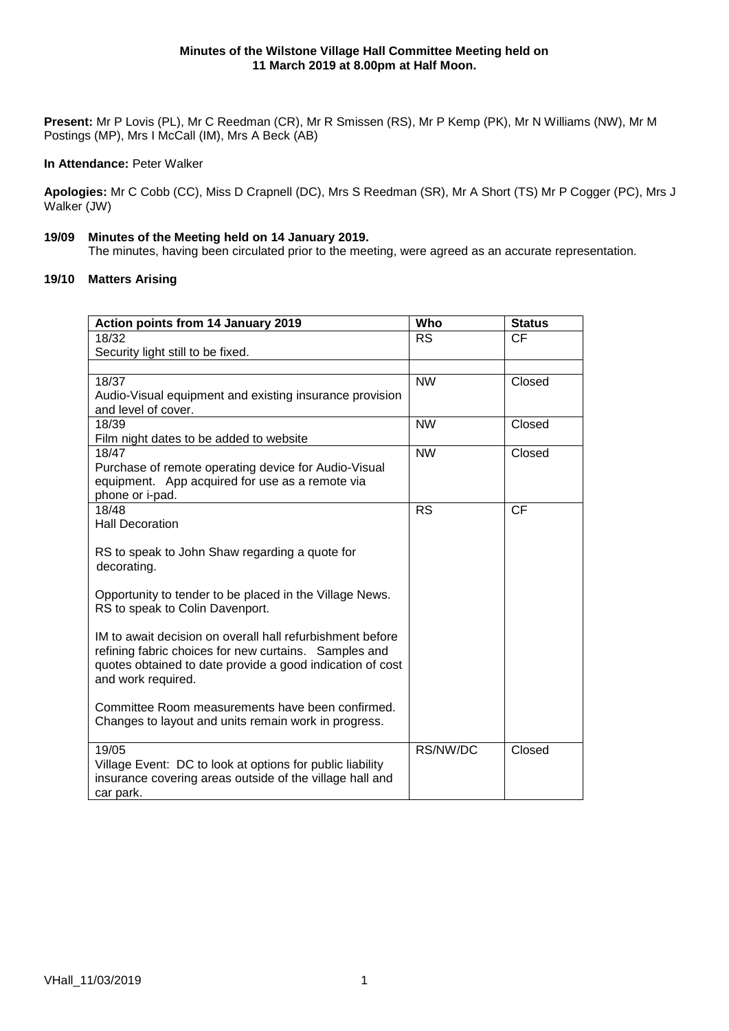**Minutes of the Wilstone Village Hall Committee Meeting held on 11 March 2019 at 8.00pm at Half Moon.**

**Present:** Mr P Lovis (PL), Mr C Reedman (CR), Mr R Smissen (RS), Mr P Kemp (PK), Mr N Williams (NW), Mr M Postings (MP), Mrs I McCall (IM), Mrs A Beck (AB)

**In Attendance:** Peter Walker

**Apologies:** Mr C Cobb (CC), Miss D Crapnell (DC), Mrs S Reedman (SR), Mr A Short (TS) Mr P Cogger (PC), Mrs J Walker (JW)

**19/09 Minutes of the Meeting held on 14 January 2019.**

The minutes, having been circulated prior to the meeting, were agreed as an accurate representation.

**19/10 Matters Arising**

| Action points from 14 January 2019 | Who | Status |
|---|---|---|
| 18/32<br>Security light still to be fixed. | RS | CF |
| | | |
| 18/37<br>Audio-Visual equipment and existing insurance provision and level of cover. | NW | Closed |
| 18/39<br>Film night dates to be added to website | NW | Closed |
| 18/47<br>Purchase of remote operating device for Audio-Visual equipment. App acquired for use as a remote via phone or i-pad. | NW | Closed |
| 18/48<br>Hall Decoration<br><br>RS to speak to John Shaw regarding a quote for decorating.<br><br>Opportunity to tender to be placed in the Village News. RS to speak to Colin Davenport.<br><br>IM to await decision on overall hall refurbishment before refining fabric choices for new curtains. Samples and quotes obtained to date provide a good indication of cost and work required.<br><br>Committee Room measurements have been confirmed. Changes to layout and units remain work in progress. | RS | CF |
| 19/05<br>Village Event: DC to look at options for public liability insurance covering areas outside of the village hall and car park. | RS/NW/DC | Closed |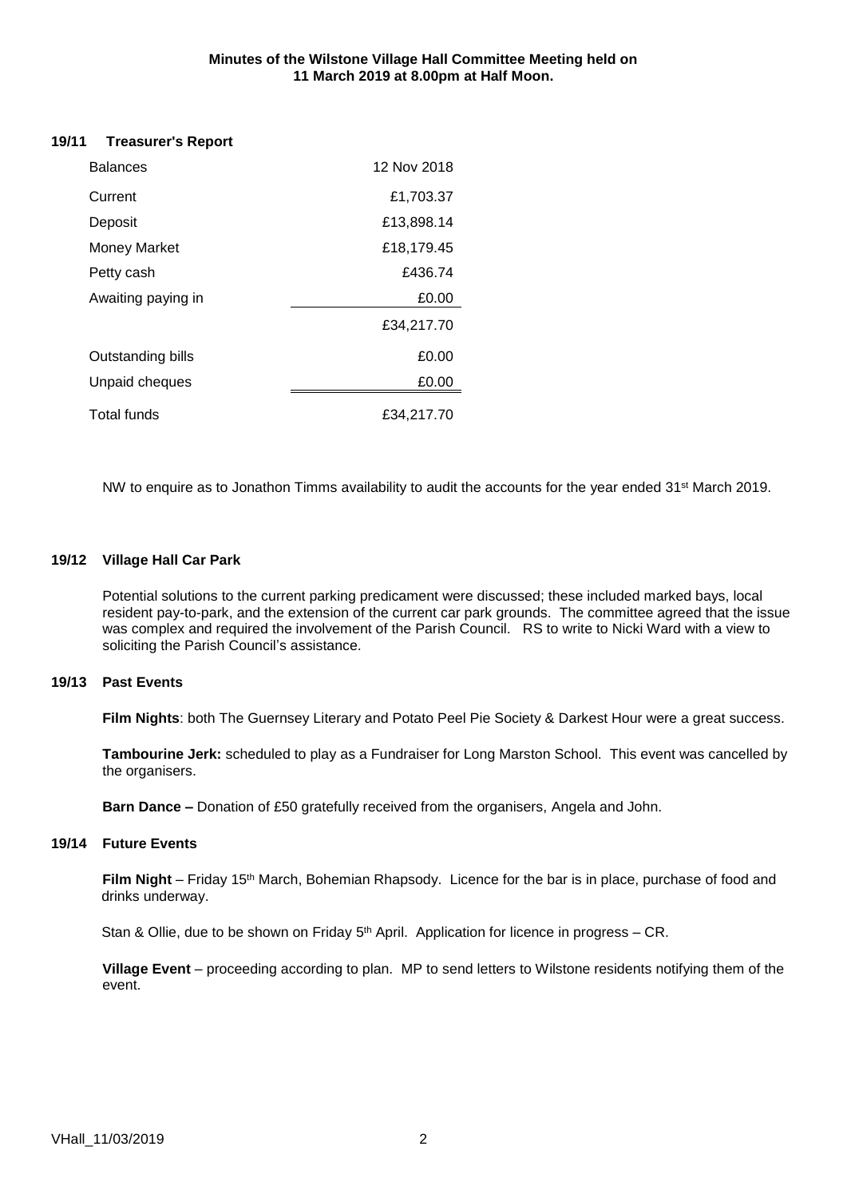**Minutes of the Wilstone Village Hall Committee Meeting held on 11 March 2019 at 8.00pm at Half Moon.**

## 19/11 Treasurer's Report

| Balances | 12 Nov 2018 |
|---|---|
| Current | £1,703.37 |
| Deposit | £13,898.14 |
| Money Market | £18,179.45 |
| Petty cash | £436.74 |
| Awaiting paying in | £0.00 |
| | £34,217.70 |
| Outstanding bills | £0.00 |
| Unpaid cheques | £0.00 |
| Total funds | £34,217.70 |

NW to enquire as to Jonathon Timms availability to audit the accounts for the year ended 31st March 2019.

## 19/12 Village Hall Car Park

Potential solutions to the current parking predicament were discussed; these included marked bays, local resident pay-to-park, and the extension of the current car park grounds. The committee agreed that the issue was complex and required the involvement of the Parish Council. RS to write to Nicki Ward with a view to soliciting the Parish Council's assistance.

## 19/13 Past Events

**Film Nights**: both The Guernsey Literary and Potato Peel Pie Society & Darkest Hour were a great success.

**Tambourine Jerk:** scheduled to play as a Fundraiser for Long Marston School. This event was cancelled by the organisers.

**Barn Dance –** Donation of £50 gratefully received from the organisers, Angela and John.

## 19/14 Future Events

**Film Night** – Friday 15th March, Bohemian Rhapsody. Licence for the bar is in place, purchase of food and drinks underway.

Stan & Ollie, due to be shown on Friday 5th April. Application for licence in progress – CR.

**Village Event** – proceeding according to plan. MP to send letters to Wilstone residents notifying them of the event.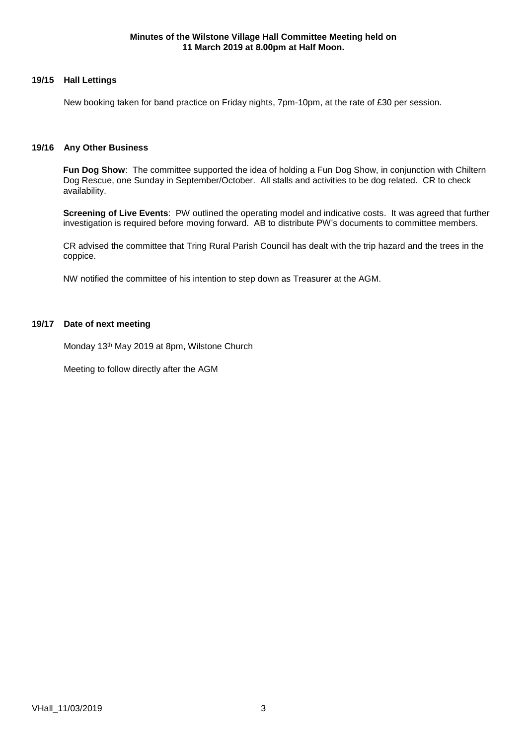**Minutes of the Wilstone Village Hall Committee Meeting held on 11 March 2019 at 8.00pm at Half Moon.**

### 19/15 Hall Lettings

New booking taken for band practice on Friday nights, 7pm-10pm, at the rate of £30 per session.

### 19/16 Any Other Business

**Fun Dog Show**: The committee supported the idea of holding a Fun Dog Show, in conjunction with Chiltern Dog Rescue, one Sunday in September/October. All stalls and activities to be dog related. CR to check availability.

**Screening of Live Events**: PW outlined the operating model and indicative costs. It was agreed that further investigation is required before moving forward. AB to distribute PW's documents to committee members.

CR advised the committee that Tring Rural Parish Council has dealt with the trip hazard and the trees in the coppice.

NW notified the committee of his intention to step down as Treasurer at the AGM.

### 19/17 Date of next meeting

Monday 13th May 2019 at 8pm, Wilstone Church

Meeting to follow directly after the AGM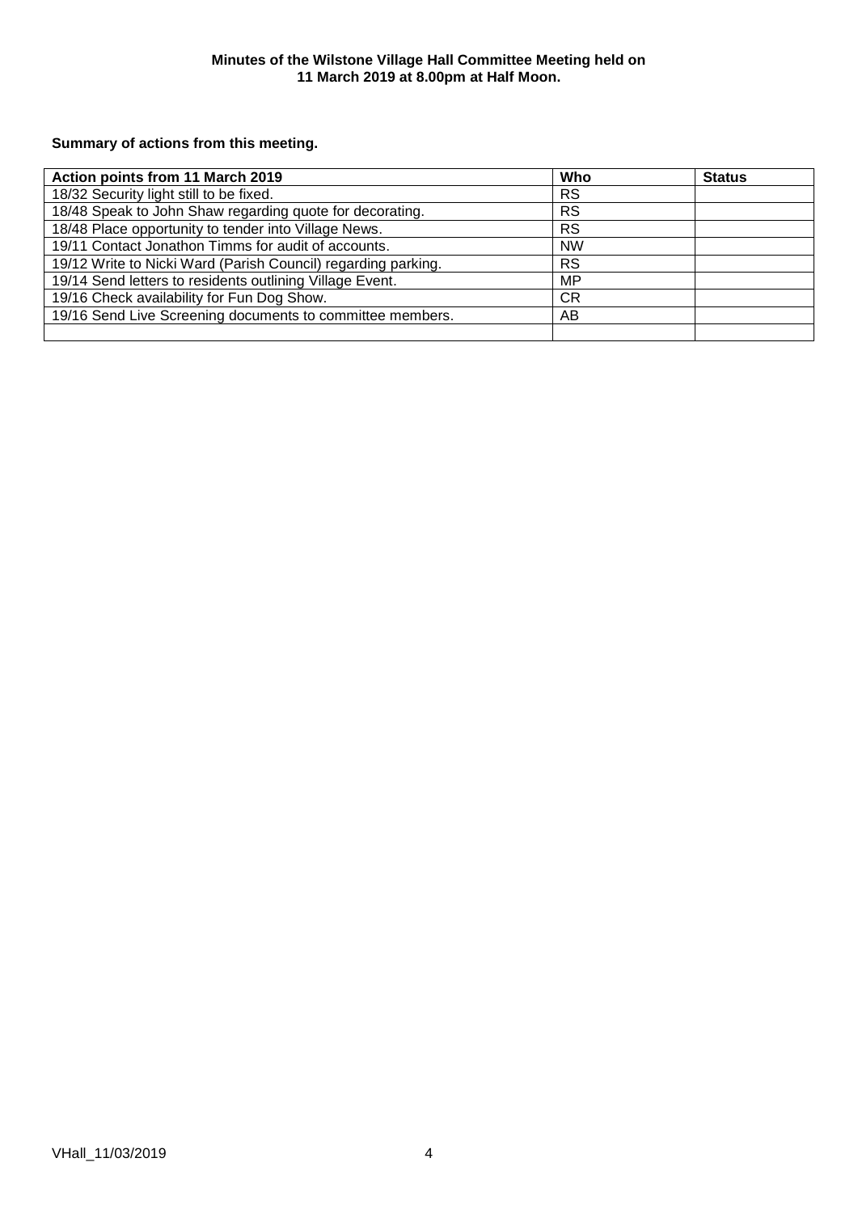**Minutes of the Wilstone Village Hall Committee Meeting held on 11 March 2019 at 8.00pm at Half Moon.**

**Summary of actions from this meeting.**

| Action points from 11 March 2019 | Who | Status |
|---|---|---|
| 18/32 Security light still to be fixed. | RS | |
| 18/48 Speak to John Shaw regarding quote for decorating. | RS | |
| 18/48 Place opportunity to tender into Village News. | RS | |
| 19/11 Contact Jonathon Timms for audit of accounts. | NW | |
| 19/12 Write to Nicki Ward (Parish Council) regarding parking. | RS | |
| 19/14 Send letters to residents outlining Village Event. | MP | |
| 19/16 Check availability for Fun Dog Show. | CR | |
| 19/16 Send Live Screening documents to committee members. | AB | |
| | | |